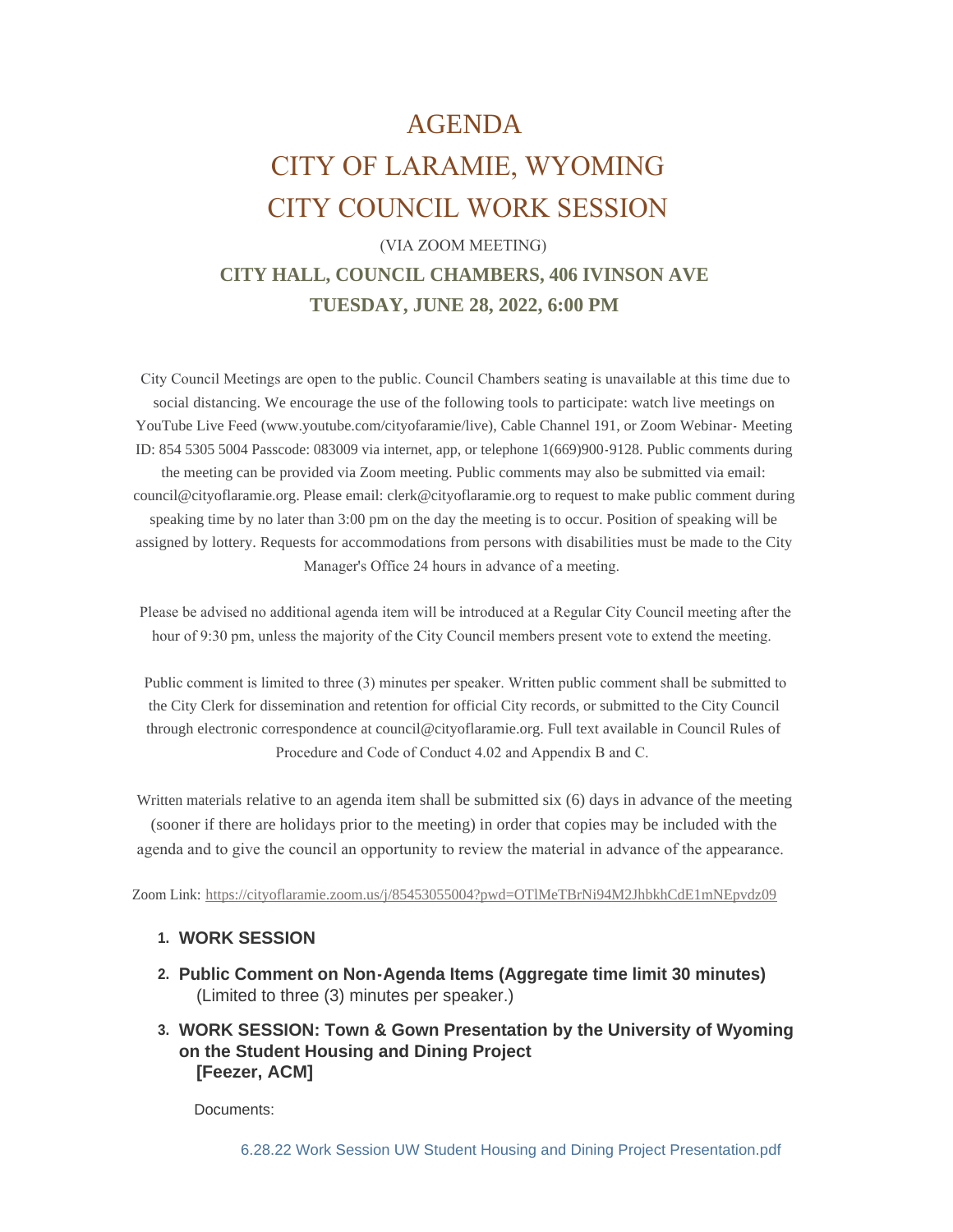# AGENDA

# CITY OF LARAMIE, WYOMING

# CITY COUNCIL WORK SESSION

(VIA ZOOM MEETING)

**CITY HALL, COUNCIL CHAMBERS, 406 IVINSON AVE**

**TUESDAY, JUNE 28, 2022, 6:00 PM**

City Council Meetings are open to the public. Council Chambers seating is unavailable at this time due to social distancing. We encourage the use of the following tools to participate: watch live meetings on YouTube Live Feed (www.youtube.com/cityofaramie/live), Cable Channel 191, or Zoom Webinar- Meeting ID: 854 5305 5004 Passcode: 083009 via internet, app, or telephone 1(669)900-9128. Public comments during the meeting can be provided via Zoom meeting. Public comments may also be submitted via email: council@cityoflaramie.org. Please email: clerk@cityoflaramie.org to request to make public comment during speaking time by no later than 3:00 pm on the day the meeting is to occur. Position of speaking will be assigned by lottery. Requests for accommodations from persons with disabilities must be made to the City Manager's Office 24 hours in advance of a meeting.

Please be advised no additional agenda item will be introduced at a Regular City Council meeting after the hour of 9:30 pm, unless the majority of the City Council members present vote to extend the meeting.

Public comment is limited to three (3) minutes per speaker. Written public comment shall be submitted to the City Clerk for dissemination and retention for official City records, or submitted to the City Council through electronic correspondence at council@cityoflaramie.org. Full text available in Council Rules of Procedure and Code of Conduct 4.02 and Appendix B and C.

Written materials relative to an agenda item shall be submitted six (6) days in advance of the meeting (sooner if there are holidays prior to the meeting) in order that copies may be included with the agenda and to give the council an opportunity to review the material in advance of the appearance.

Zoom Link: https://cityoflaramie.zoom.us/j/85453055004?pwd=OTlMeTBrNi94M2JhbkhCdE1mNEpvdz09

1. **WORK SESSION**

2. **Public Comment on Non-Agenda Items (Aggregate time limit 30 minutes)**
   (Limited to three (3) minutes per speaker.)

3. **WORK SESSION: Town & Gown Presentation by the University of Wyoming on the Student Housing and Dining Project**
   **[Feezer, ACM]**

   Documents:

   6.28.22 Work Session UW Student Housing and Dining Project Presentation.pdf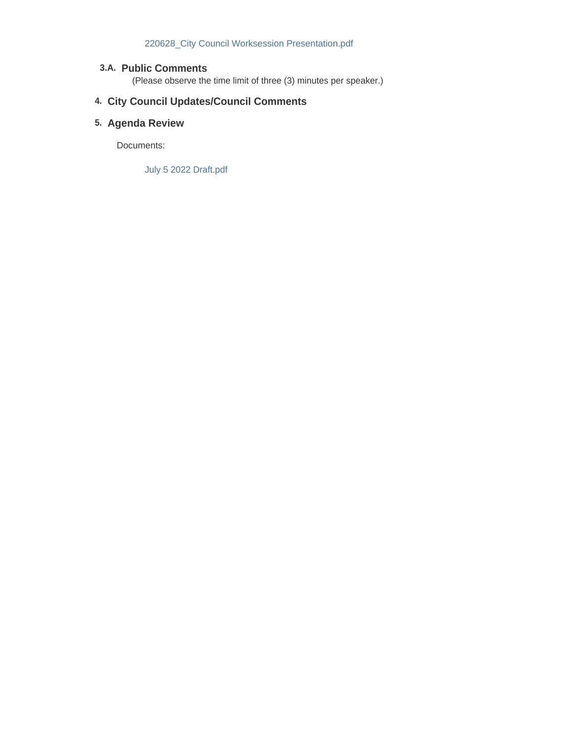220628_City Council Worksession Presentation.pdf

## 3.A. Public Comments

(Please observe the time limit of three (3) minutes per speaker.)

## 4. City Council Updates/Council Comments

## 5. Agenda Review

Documents:

July 5 2022 Draft.pdf